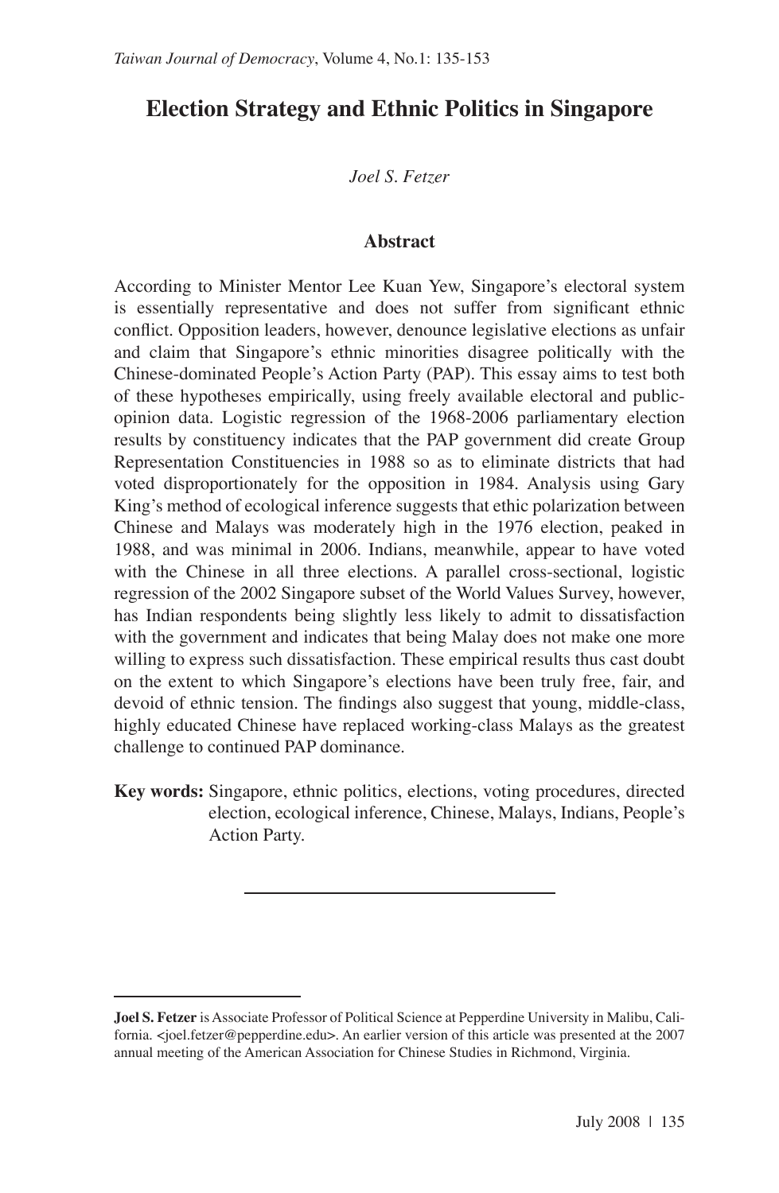# Election Strategy and Ethnic Politics in Singapore

*Joel S. Fetzer*

## Abstract

According to Minister Mentor Lee Kuan Yew, Singapore's electoral system is essentially representative and does not suffer from significant ethnic conflict. Opposition leaders, however, denounce legislative elections as unfair and claim that Singapore's ethnic minorities disagree politically with the Chinese-dominated People's Action Party (PAP). This essay aims to test both of these hypotheses empirically, using freely available electoral and public-opinion data. Logistic regression of the 1968-2006 parliamentary election results by constituency indicates that the PAP government did create Group Representation Constituencies in 1988 so as to eliminate districts that had voted disproportionately for the opposition in 1984. Analysis using Gary King's method of ecological inference suggests that ethic polarization between Chinese and Malays was moderately high in the 1976 election, peaked in 1988, and was minimal in 2006. Indians, meanwhile, appear to have voted with the Chinese in all three elections. A parallel cross-sectional, logistic regression of the 2002 Singapore subset of the World Values Survey, however, has Indian respondents being slightly less likely to admit to dissatisfaction with the government and indicates that being Malay does not make one more willing to express such dissatisfaction. These empirical results thus cast doubt on the extent to which Singapore's elections have been truly free, fair, and devoid of ethnic tension. The findings also suggest that young, middle-class, highly educated Chinese have replaced working-class Malays as the greatest challenge to continued PAP dominance.

**Key words:** Singapore, ethnic politics, elections, voting procedures, directed election, ecological inference, Chinese, Malays, Indians, People's Action Party.

---

**Joel S. Fetzer** is Associate Professor of Political Science at Pepperdine University in Malibu, California. <joel.fetzer@pepperdine.edu>. An earlier version of this article was presented at the 2007 annual meeting of the American Association for Chinese Studies in Richmond, Virginia.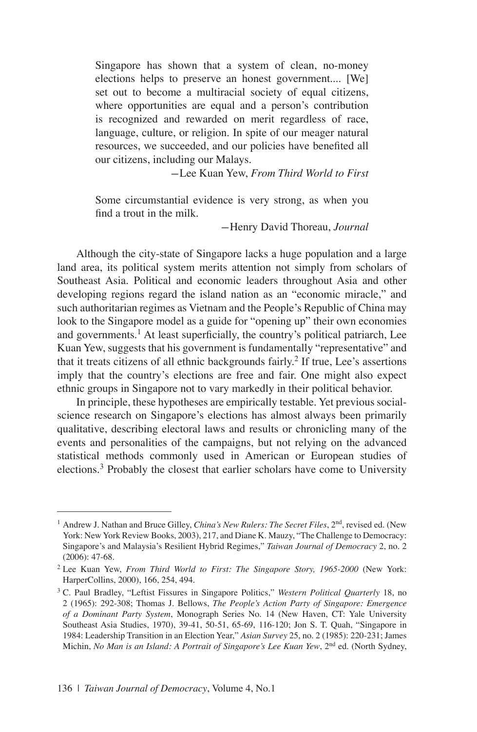> Singapore has shown that a system of clean, no-money elections helps to preserve an honest government.... [We] set out to become a multiracial society of equal citizens, where opportunities are equal and a person's contribution is recognized and rewarded on merit regardless of race, language, culture, or religion. In spite of our meager natural resources, we succeeded, and our policies have benefited all our citizens, including our Malays.
>
> —Lee Kuan Yew, *From Third World to First*

> Some circumstantial evidence is very strong, as when you find a trout in the milk.
>
> —Henry David Thoreau, *Journal*

Although the city-state of Singapore lacks a huge population and a large land area, its political system merits attention not simply from scholars of Southeast Asia. Political and economic leaders throughout Asia and other developing regions regard the island nation as an "economic miracle," and such authoritarian regimes as Vietnam and the People's Republic of China may look to the Singapore model as a guide for "opening up" their own economies and governments.[1] At least superficially, the country's political patriarch, Lee Kuan Yew, suggests that his government is fundamentally "representative" and that it treats citizens of all ethnic backgrounds fairly.[2] If true, Lee's assertions imply that the country's elections are free and fair. One might also expect ethnic groups in Singapore not to vary markedly in their political behavior.

In principle, these hypotheses are empirically testable. Yet previous social-science research on Singapore's elections has almost always been primarily qualitative, describing electoral laws and results or chronicling many of the events and personalities of the campaigns, but not relying on the advanced statistical methods commonly used in American or European studies of elections.[3] Probably the closest that earlier scholars have come to University

---

[1] Andrew J. Nathan and Bruce Gilley, *China's New Rulers: The Secret Files*, 2nd, revised ed. (New York: New York Review Books, 2003), 217, and Diane K. Mauzy, "The Challenge to Democracy: Singapore's and Malaysia's Resilient Hybrid Regimes," *Taiwan Journal of Democracy* 2, no. 2 (2006): 47-68.

[2] Lee Kuan Yew, *From Third World to First: The Singapore Story, 1965-2000* (New York: HarperCollins, 2000), 166, 254, 494.

[3] C. Paul Bradley, "Leftist Fissures in Singapore Politics," *Western Political Quarterly* 18, no 2 (1965): 292-308; Thomas J. Bellows, *The People's Action Party of Singapore: Emergence of a Dominant Party System*, Monograph Series No. 14 (New Haven, CT: Yale University Southeast Asia Studies, 1970), 39-41, 50-51, 65-69, 116-120; Jon S. T. Quah, "Singapore in 1984: Leadership Transition in an Election Year," *Asian Survey* 25, no. 2 (1985): 220-231; James Michin, *No Man is an Island: A Portrait of Singapore's Lee Kuan Yew*, 2nd ed. (North Sydney,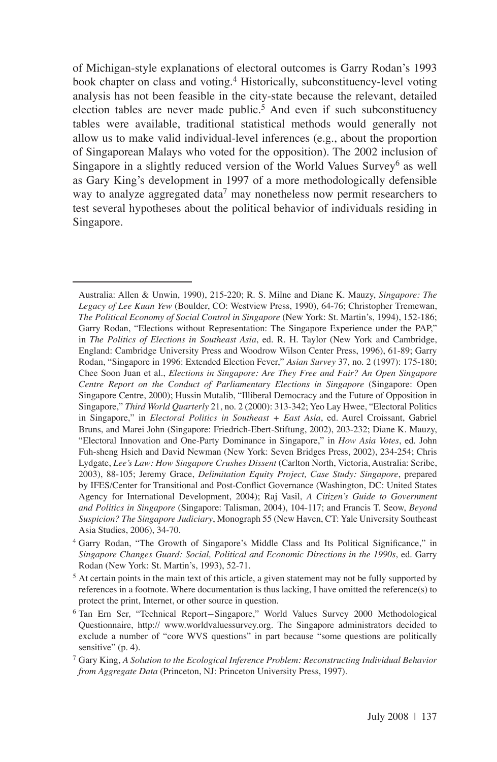of Michigan-style explanations of electoral outcomes is Garry Rodan's 1993 book chapter on class and voting.[4] Historically, subconstituency-level voting analysis has not been feasible in the city-state because the relevant, detailed election tables are never made public.[5] And even if such subconstituency tables were available, traditional statistical methods would generally not allow us to make valid individual-level inferences (e.g., about the proportion of Singaporean Malays who voted for the opposition). The 2002 inclusion of Singapore in a slightly reduced version of the World Values Survey[6] as well as Gary King's development in 1997 of a more methodologically defensible way to analyze aggregated data[7] may nonetheless now permit researchers to test several hypotheses about the political behavior of individuals residing in Singapore.

---

Australia: Allen & Unwin, 1990), 215-220; R. S. Milne and Diane K. Mauzy, *Singapore: The Legacy of Lee Kuan Yew* (Boulder, CO: Westview Press, 1990), 64-76; Christopher Tremewan, *The Political Economy of Social Control in Singapore* (New York: St. Martin's, 1994), 152-186; Garry Rodan, "Elections without Representation: The Singapore Experience under the PAP," in *The Politics of Elections in Southeast Asia*, ed. R. H. Taylor (New York and Cambridge, England: Cambridge University Press and Woodrow Wilson Center Press, 1996), 61-89; Garry Rodan, "Singapore in 1996: Extended Election Fever," *Asian Survey* 37, no. 2 (1997): 175-180; Chee Soon Juan et al., *Elections in Singapore: Are They Free and Fair? An Open Singapore Centre Report on the Conduct of Parliamentary Elections in Singapore* (Singapore: Open Singapore Centre, 2000); Hussin Mutalib, "Illiberal Democracy and the Future of Opposition in Singapore," *Third World Quarterly* 21, no. 2 (2000): 313-342; Yeo Lay Hwee, "Electoral Politics in Singapore," in *Electoral Politics in Southeast + East Asia*, ed. Aurel Croissant, Gabriel Bruns, and Marei John (Singapore: Friedrich-Ebert-Stiftung, 2002), 203-232; Diane K. Mauzy, "Electoral Innovation and One-Party Dominance in Singapore," in *How Asia Votes*, ed. John Fuh-sheng Hsieh and David Newman (New York: Seven Bridges Press, 2002), 234-254; Chris Lydgate, *Lee's Law: How Singapore Crushes Dissent* (Carlton North, Victoria, Australia: Scribe, 2003), 88-105; Jeremy Grace, *Delimitation Equity Project, Case Study: Singapore*, prepared by IFES/Center for Transitional and Post-Conflict Governance (Washington, DC: United States Agency for International Development, 2004); Raj Vasil, *A Citizen's Guide to Government and Politics in Singapore* (Singapore: Talisman, 2004), 104-117; and Francis T. Seow, *Beyond Suspicion? The Singapore Judiciary*, Monograph 55 (New Haven, CT: Yale University Southeast Asia Studies, 2006), 34-70.

[4] Garry Rodan, "The Growth of Singapore's Middle Class and Its Political Significance," in *Singapore Changes Guard: Social, Political and Economic Directions in the 1990s*, ed. Garry Rodan (New York: St. Martin's, 1993), 52-71.

[5] At certain points in the main text of this article, a given statement may not be fully supported by references in a footnote. Where documentation is thus lacking, I have omitted the reference(s) to protect the print, Internet, or other source in question.

[6] Tan Ern Ser, "Technical Report—Singapore," World Values Survey 2000 Methodological Questionnaire, http:// www.worldvaluessurvey.org. The Singapore administrators decided to exclude a number of "core WVS questions" in part because "some questions are politically sensitive" (p. 4).

[7] Gary King, *A Solution to the Ecological Inference Problem: Reconstructing Individual Behavior from Aggregate Data* (Princeton, NJ: Princeton University Press, 1997).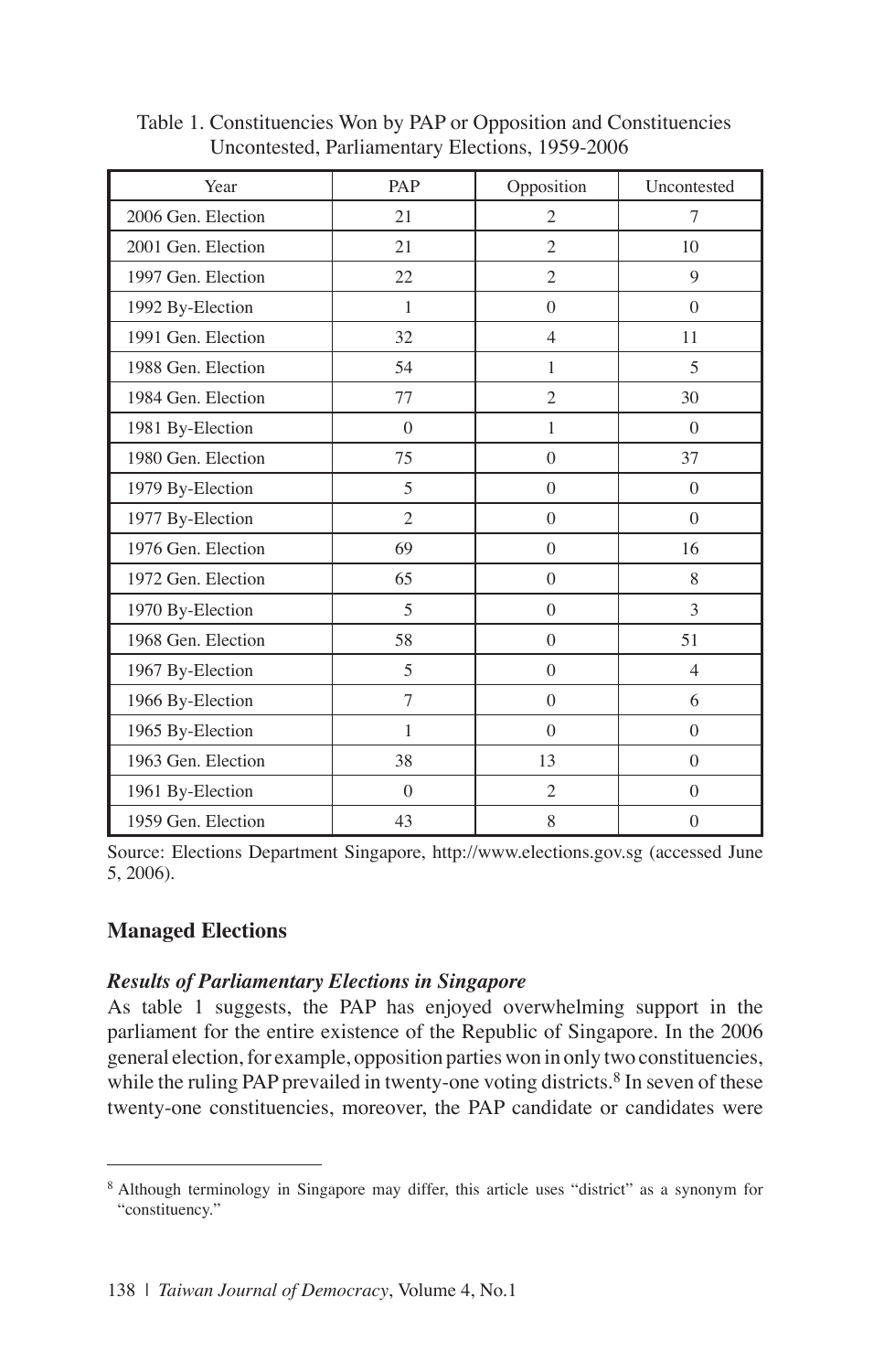Table 1. Constituencies Won by PAP or Opposition and Constituencies Uncontested, Parliamentary Elections, 1959-2006

| Year | PAP | Opposition | Uncontested |
|---|---|---|---|
| 2006 Gen. Election | 21 | 2 | 7 |
| 2001 Gen. Election | 21 | 2 | 10 |
| 1997 Gen. Election | 22 | 2 | 9 |
| 1992 By-Election | 1 | 0 | 0 |
| 1991 Gen. Election | 32 | 4 | 11 |
| 1988 Gen. Election | 54 | 1 | 5 |
| 1984 Gen. Election | 77 | 2 | 30 |
| 1981 By-Election | 0 | 1 | 0 |
| 1980 Gen. Election | 75 | 0 | 37 |
| 1979 By-Election | 5 | 0 | 0 |
| 1977 By-Election | 2 | 0 | 0 |
| 1976 Gen. Election | 69 | 0 | 16 |
| 1972 Gen. Election | 65 | 0 | 8 |
| 1970 By-Election | 5 | 0 | 3 |
| 1968 Gen. Election | 58 | 0 | 51 |
| 1967 By-Election | 5 | 0 | 4 |
| 1966 By-Election | 7 | 0 | 6 |
| 1965 By-Election | 1 | 0 | 0 |
| 1963 Gen. Election | 38 | 13 | 0 |
| 1961 By-Election | 0 | 2 | 0 |
| 1959 Gen. Election | 43 | 8 | 0 |

Source: Elections Department Singapore, http://www.elections.gov.sg (accessed June 5, 2006).

## Managed Elections

### *Results of Parliamentary Elections in Singapore*

As table 1 suggests, the PAP has enjoyed overwhelming support in the parliament for the entire existence of the Republic of Singapore. In the 2006 general election, for example, opposition parties won in only two constituencies, while the ruling PAP prevailed in twenty-one voting districts.[8] In seven of these twenty-one constituencies, moreover, the PAP candidate or candidates were

[8] Although terminology in Singapore may differ, this article uses "district" as a synonym for "constituency."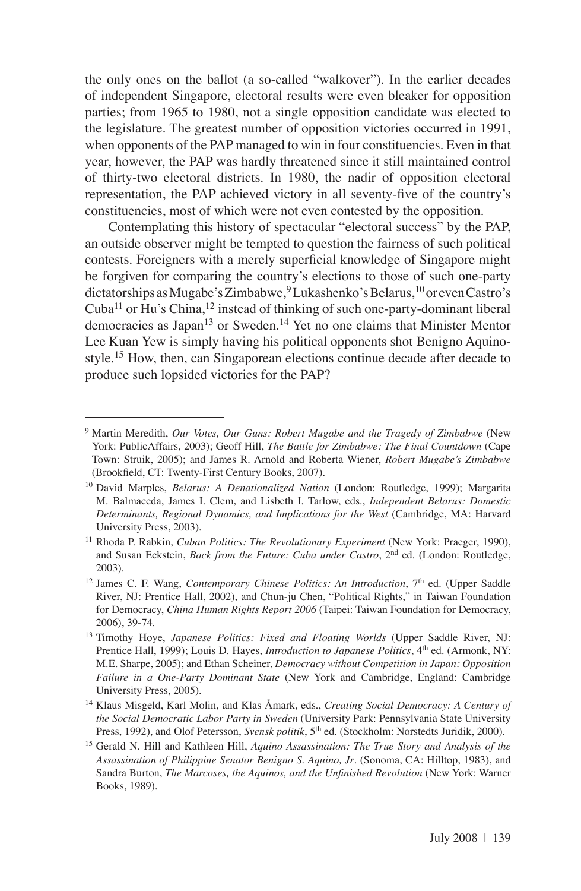the only ones on the ballot (a so-called "walkover"). In the earlier decades of independent Singapore, electoral results were even bleaker for opposition parties; from 1965 to 1980, not a single opposition candidate was elected to the legislature. The greatest number of opposition victories occurred in 1991, when opponents of the PAP managed to win in four constituencies. Even in that year, however, the PAP was hardly threatened since it still maintained control of thirty-two electoral districts. In 1980, the nadir of opposition electoral representation, the PAP achieved victory in all seventy-five of the country's constituencies, most of which were not even contested by the opposition.

Contemplating this history of spectacular "electoral success" by the PAP, an outside observer might be tempted to question the fairness of such political contests. Foreigners with a merely superficial knowledge of Singapore might be forgiven for comparing the country's elections to those of such one-party dictatorships as Mugabe's Zimbabwe,[9] Lukashenko's Belarus,[10] or even Castro's Cuba[11] or Hu's China,[12] instead of thinking of such one-party-dominant liberal democracies as Japan[13] or Sweden.[14] Yet no one claims that Minister Mentor Lee Kuan Yew is simply having his political opponents shot Benigno Aquino-style.[15] How, then, can Singaporean elections continue decade after decade to produce such lopsided victories for the PAP?

---

[9] Martin Meredith, *Our Votes, Our Guns: Robert Mugabe and the Tragedy of Zimbabwe* (New York: PublicAffairs, 2003); Geoff Hill, *The Battle for Zimbabwe: The Final Countdown* (Cape Town: Struik, 2005); and James R. Arnold and Roberta Wiener, *Robert Mugabe's Zimbabwe* (Brookfield, CT: Twenty-First Century Books, 2007).

[10] David Marples, *Belarus: A Denationalized Nation* (London: Routledge, 1999); Margarita M. Balmaceda, James I. Clem, and Lisbeth I. Tarlow, eds., *Independent Belarus: Domestic Determinants, Regional Dynamics, and Implications for the West* (Cambridge, MA: Harvard University Press, 2003).

[11] Rhoda P. Rabkin, *Cuban Politics: The Revolutionary Experiment* (New York: Praeger, 1990), and Susan Eckstein, *Back from the Future: Cuba under Castro*, 2nd ed. (London: Routledge, 2003).

[12] James C. F. Wang, *Contemporary Chinese Politics: An Introduction*, 7th ed. (Upper Saddle River, NJ: Prentice Hall, 2002), and Chun-ju Chen, "Political Rights," in Taiwan Foundation for Democracy, *China Human Rights Report 2006* (Taipei: Taiwan Foundation for Democracy, 2006), 39-74.

[13] Timothy Hoye, *Japanese Politics: Fixed and Floating Worlds* (Upper Saddle River, NJ: Prentice Hall, 1999); Louis D. Hayes, *Introduction to Japanese Politics*, 4th ed. (Armonk, NY: M.E. Sharpe, 2005); and Ethan Scheiner, *Democracy without Competition in Japan: Opposition Failure in a One-Party Dominant State* (New York and Cambridge, England: Cambridge University Press, 2005).

[14] Klaus Misgeld, Karl Molin, and Klas Åmark, eds., *Creating Social Democracy: A Century of the Social Democratic Labor Party in Sweden* (University Park: Pennsylvania State University Press, 1992), and Olof Petersson, *Svensk politik*, 5th ed. (Stockholm: Norstedts Juridik, 2000).

[15] Gerald N. Hill and Kathleen Hill, *Aquino Assassination: The True Story and Analysis of the Assassination of Philippine Senator Benigno S. Aquino, Jr*. (Sonoma, CA: Hilltop, 1983), and Sandra Burton, *The Marcoses, the Aquinos, and the Unfinished Revolution* (New York: Warner Books, 1989).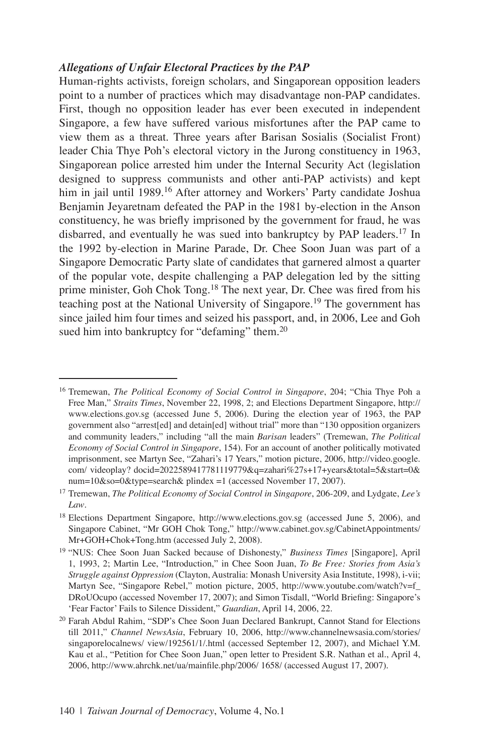### *Allegations of Unfair Electoral Practices by the PAP*

Human-rights activists, foreign scholars, and Singaporean opposition leaders point to a number of practices which may disadvantage non-PAP candidates. First, though no opposition leader has ever been executed in independent Singapore, a few have suffered various misfortunes after the PAP came to view them as a threat. Three years after Barisan Sosialis (Socialist Front) leader Chia Thye Poh's electoral victory in the Jurong constituency in 1963, Singaporean police arrested him under the Internal Security Act (legislation designed to suppress communists and other anti-PAP activists) and kept him in jail until 1989.[16] After attorney and Workers' Party candidate Joshua Benjamin Jeyaretnam defeated the PAP in the 1981 by-election in the Anson constituency, he was briefly imprisoned by the government for fraud, he was disbarred, and eventually he was sued into bankruptcy by PAP leaders.[17] In the 1992 by-election in Marine Parade, Dr. Chee Soon Juan was part of a Singapore Democratic Party slate of candidates that garnered almost a quarter of the popular vote, despite challenging a PAP delegation led by the sitting prime minister, Goh Chok Tong.[18] The next year, Dr. Chee was fired from his teaching post at the National University of Singapore.[19] The government has since jailed him four times and seized his passport, and, in 2006, Lee and Goh sued him into bankruptcy for "defaming" them.[20]

---

[16] Tremewan, *The Political Economy of Social Control in Singapore*, 204; "Chia Thye Poh a Free Man," *Straits Times*, November 22, 1998, 2; and Elections Department Singapore, http://www.elections.gov.sg (accessed June 5, 2006). During the election year of 1963, the PAP government also "arrest[ed] and detain[ed] without trial" more than "130 opposition organizers and community leaders," including "all the main *Barisan* leaders" (Tremewan, *The Political Economy of Social Control in Singapore*, 154). For an account of another politically motivated imprisonment, see Martyn See, "Zahari's 17 Years," motion picture, 2006, http://video.google.com/ videoplay? docid=2022589417781119779&q=zahari%27s+17+years&total=5&start=0&num=10&so=0&type=search& plindex =1 (accessed November 17, 2007).

[17] Tremewan, *The Political Economy of Social Control in Singapore*, 206-209, and Lydgate, *Lee's Law*.

[18] Elections Department Singapore, http://www.elections.gov.sg (accessed June 5, 2006), and Singapore Cabinet, "Mr GOH Chok Tong," http://www.cabinet.gov.sg/CabinetAppointments/Mr+GOH+Chok+Tong.htm (accessed July 2, 2008).

[19] "NUS: Chee Soon Juan Sacked because of Dishonesty," *Business Times* [Singapore], April 1, 1993, 2; Martin Lee, "Introduction," in Chee Soon Juan, *To Be Free: Stories from Asia's Struggle against Oppression* (Clayton, Australia: Monash University Asia Institute, 1998), i-vii; Martyn See, "Singapore Rebel," motion picture, 2005, http://www.youtube.com/watch?v=f_DRoUOcupo (accessed November 17, 2007); and Simon Tisdall, "World Briefing: Singapore's 'Fear Factor' Fails to Silence Dissident," *Guardian*, April 14, 2006, 22.

[20] Farah Abdul Rahim, "SDP's Chee Soon Juan Declared Bankrupt, Cannot Stand for Elections till 2011," *Channel NewsAsia*, February 10, 2006, http://www.channelnewsasia.com/stories/singaporelocalnews/ view/192561/1/.html (accessed September 12, 2007), and Michael Y.M. Kau et al., "Petition for Chee Soon Juan," open letter to President S.R. Nathan et al., April 4, 2006, http://www.ahrchk.net/ua/mainfile.php/2006/ 1658/ (accessed August 17, 2007).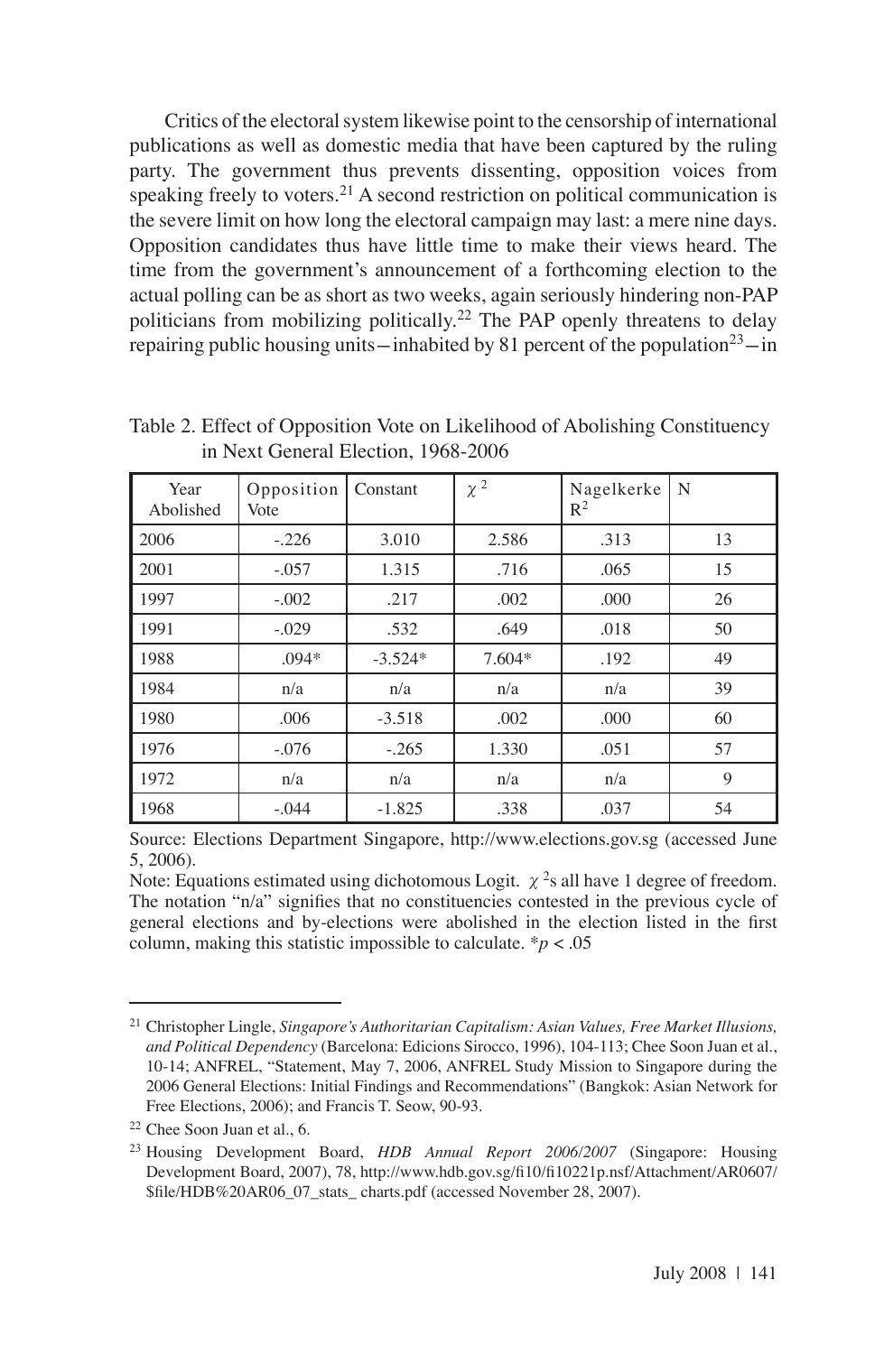Critics of the electoral system likewise point to the censorship of international publications as well as domestic media that have been captured by the ruling party. The government thus prevents dissenting, opposition voices from speaking freely to voters.[21] A second restriction on political communication is the severe limit on how long the electoral campaign may last: a mere nine days. Opposition candidates thus have little time to make their views heard. The time from the government's announcement of a forthcoming election to the actual polling can be as short as two weeks, again seriously hindering non-PAP politicians from mobilizing politically.[22] The PAP openly threatens to delay repairing public housing units—inhabited by 81 percent of the population[23]—in

Table 2. Effect of Opposition Vote on Likelihood of Abolishing Constituency in Next General Election, 1968-2006

| Year Abolished | Opposition Vote | Constant | $\chi^2$ | Nagelkerke $R^2$ | N |
|---|---|---|---|---|---|
| 2006 | -.226 | 3.010 | 2.586 | .313 | 13 |
| 2001 | -.057 | 1.315 | .716 | .065 | 15 |
| 1997 | -.002 | .217 | .002 | .000 | 26 |
| 1991 | -.029 | .532 | .649 | .018 | 50 |
| 1988 | .094* | -3.524* | 7.604* | .192 | 49 |
| 1984 | n/a | n/a | n/a | n/a | 39 |
| 1980 | .006 | -3.518 | .002 | .000 | 60 |
| 1976 | -.076 | -.265 | 1.330 | .051 | 57 |
| 1972 | n/a | n/a | n/a | n/a | 9 |
| 1968 | -.044 | -1.825 | .338 | .037 | 54 |

Source: Elections Department Singapore, http://www.elections.gov.sg (accessed June 5, 2006).

Note: Equations estimated using dichotomous Logit. $\chi^2$s all have 1 degree of freedom. The notation "n/a" signifies that no constituencies contested in the previous cycle of general elections and by-elections were abolished in the election listed in the first column, making this statistic impossible to calculate. *$p < .05$

[21] Christopher Lingle, *Singapore's Authoritarian Capitalism: Asian Values, Free Market Illusions, and Political Dependency* (Barcelona: Edicions Sirocco, 1996), 104-113; Chee Soon Juan et al., 10-14; ANFREL, "Statement, May 7, 2006, ANFREL Study Mission to Singapore during the 2006 General Elections: Initial Findings and Recommendations" (Bangkok: Asian Network for Free Elections, 2006); and Francis T. Seow, 90-93.

[22] Chee Soon Juan et al., 6.

[23] Housing Development Board, *HDB Annual Report 2006/2007* (Singapore: Housing Development Board, 2007), 78, http://www.hdb.gov.sg/fi10/fi10221p.nsf/Attachment/AR0607/$file/HDB%20AR06_07_stats_ charts.pdf (accessed November 28, 2007).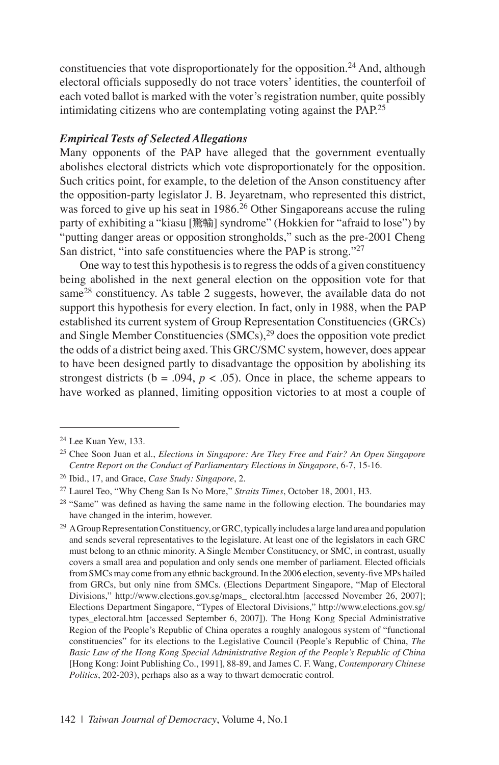constituencies that vote disproportionately for the opposition.[24] And, although electoral officials supposedly do not trace voters' identities, the counterfoil of each voted ballot is marked with the voter's registration number, quite possibly intimidating citizens who are contemplating voting against the PAP.[25]

### *Empirical Tests of Selected Allegations*

Many opponents of the PAP have alleged that the government eventually abolishes electoral districts which vote disproportionately for the opposition. Such critics point, for example, to the deletion of the Anson constituency after the opposition-party legislator J. B. Jeyaretnam, who represented this district, was forced to give up his seat in 1986.[26] Other Singaporeans accuse the ruling party of exhibiting a "kiasu [驚輸] syndrome" (Hokkien for "afraid to lose") by "putting danger areas or opposition strongholds," such as the pre-2001 Cheng San district, "into safe constituencies where the PAP is strong."[27]

One way to test this hypothesis is to regress the odds of a given constituency being abolished in the next general election on the opposition vote for that same[28] constituency. As table 2 suggests, however, the available data do not support this hypothesis for every election. In fact, only in 1988, when the PAP established its current system of Group Representation Constituencies (GRCs) and Single Member Constituencies (SMCs),[29] does the opposition vote predict the odds of a district being axed. This GRC/SMC system, however, does appear to have been designed partly to disadvantage the opposition by abolishing its strongest districts ($b = .094$, $p < .05$). Once in place, the scheme appears to have worked as planned, limiting opposition victories to at most a couple of

---

[24] Lee Kuan Yew, 133.

[25] Chee Soon Juan et al., *Elections in Singapore: Are They Free and Fair? An Open Singapore Centre Report on the Conduct of Parliamentary Elections in Singapore*, 6-7, 15-16.

[26] Ibid., 17, and Grace, *Case Study: Singapore*, 2.

[27] Laurel Teo, "Why Cheng San Is No More," *Straits Times*, October 18, 2001, H3.

[28] "Same" was defined as having the same name in the following election. The boundaries may have changed in the interim, however.

[29] A Group Representation Constituency, or GRC, typically includes a large land area and population and sends several representatives to the legislature. At least one of the legislators in each GRC must belong to an ethnic minority. A Single Member Constituency, or SMC, in contrast, usually covers a small area and population and only sends one member of parliament. Elected officials from SMCs may come from any ethnic background. In the 2006 election, seventy-five MPs hailed from GRCs, but only nine from SMCs. (Elections Department Singapore, "Map of Electoral Divisions," http://www.elections.gov.sg/maps_ electoral.htm [accessed November 26, 2007]; Elections Department Singapore, "Types of Electoral Divisions," http://www.elections.gov.sg/types_electoral.htm [accessed September 6, 2007]). The Hong Kong Special Administrative Region of the People's Republic of China operates a roughly analogous system of "functional constituencies" for its elections to the Legislative Council (People's Republic of China, *The Basic Law of the Hong Kong Special Administrative Region of the People's Republic of China* [Hong Kong: Joint Publishing Co., 1991], 88-89, and James C. F. Wang, *Contemporary Chinese Politics*, 202-203), perhaps also as a way to thwart democratic control.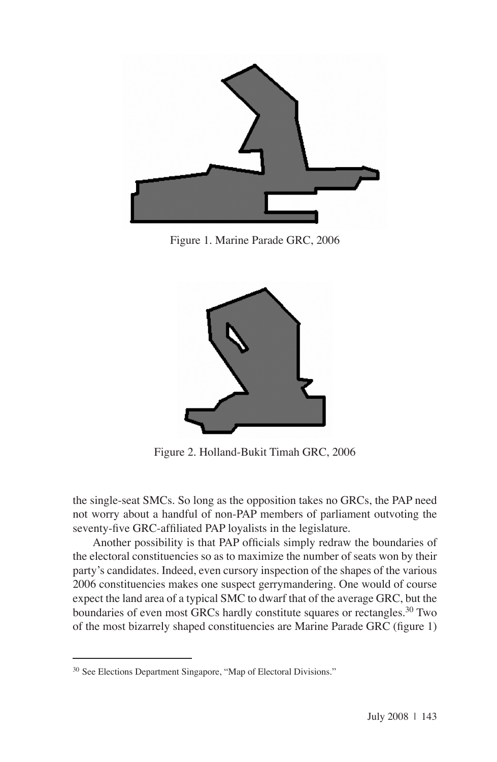Figure 1. Marine Parade GRC, 2006

Figure 2. Holland-Bukit Timah GRC, 2006

the single-seat SMCs. So long as the opposition takes no GRCs, the PAP need not worry about a handful of non-PAP members of parliament outvoting the seventy-five GRC-affiliated PAP loyalists in the legislature.

Another possibility is that PAP officials simply redraw the boundaries of the electoral constituencies so as to maximize the number of seats won by their party's candidates. Indeed, even cursory inspection of the shapes of the various 2006 constituencies makes one suspect gerrymandering. One would of course expect the land area of a typical SMC to dwarf that of the average GRC, but the boundaries of even most GRCs hardly constitute squares or rectangles.[30] Two of the most bizarrely shaped constituencies are Marine Parade GRC (figure 1)

[30] See Elections Department Singapore, "Map of Electoral Divisions."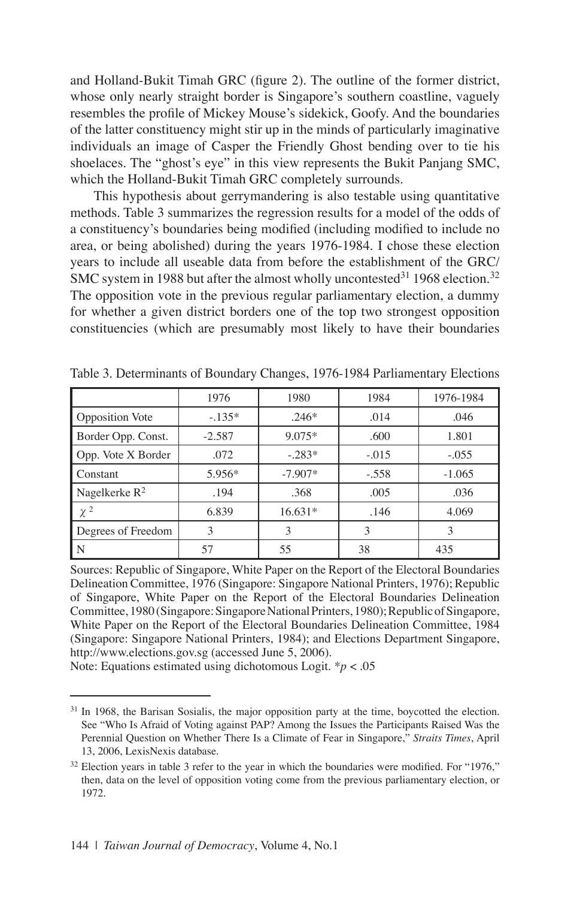and Holland-Bukit Timah GRC (figure 2). The outline of the former district, whose only nearly straight border is Singapore's southern coastline, vaguely resembles the profile of Mickey Mouse's sidekick, Goofy. And the boundaries of the latter constituency might stir up in the minds of particularly imaginative individuals an image of Casper the Friendly Ghost bending over to tie his shoelaces. The "ghost's eye" in this view represents the Bukit Panjang SMC, which the Holland-Bukit Timah GRC completely surrounds.

This hypothesis about gerrymandering is also testable using quantitative methods. Table 3 summarizes the regression results for a model of the odds of a constituency's boundaries being modified (including modified to include no area, or being abolished) during the years 1976-1984. I chose these election years to include all useable data from before the establishment of the GRC/SMC system in 1988 but after the almost wholly uncontested[31] 1968 election.[32] The opposition vote in the previous regular parliamentary election, a dummy for whether a given district borders one of the top two strongest opposition constituencies (which are presumably most likely to have their boundaries

Table 3. Determinants of Boundary Changes, 1976-1984 Parliamentary Elections

| | 1976 | 1980 | 1984 | 1976-1984 |
|---|---|---|---|---|
| Opposition Vote | -.135* | .246* | .014 | .046 |
| Border Opp. Const. | -2.587 | 9.075* | .600 | 1.801 |
| Opp. Vote X Border | .072 | -.283* | -.015 | -.055 |
| Constant | 5.956* | -7.907* | -.558 | -1.065 |
| Nagelkerke $R^2$ | .194 | .368 | .005 | .036 |
| $\chi^2$ | 6.839 | 16.631* | .146 | 4.069 |
| Degrees of Freedom | 3 | 3 | 3 | 3 |
| N | 57 | 55 | 38 | 435 |

Sources: Republic of Singapore, White Paper on the Report of the Electoral Boundaries Delineation Committee, 1976 (Singapore: Singapore National Printers, 1976); Republic of Singapore, White Paper on the Report of the Electoral Boundaries Delineation Committee, 1980 (Singapore: Singapore National Printers, 1980); Republic of Singapore, White Paper on the Report of the Electoral Boundaries Delineation Committee, 1984 (Singapore: Singapore National Printers, 1984); and Elections Department Singapore, http://www.elections.gov.sg (accessed June 5, 2006).

Note: Equations estimated using dichotomous Logit. *$p < .05$

[31] In 1968, the Barisan Sosialis, the major opposition party at the time, boycotted the election. See "Who Is Afraid of Voting against PAP? Among the Issues the Participants Raised Was the Perennial Question on Whether There Is a Climate of Fear in Singapore," *Straits Times*, April 13, 2006, LexisNexis database.

[32] Election years in table 3 refer to the year in which the boundaries were modified. For "1976," then, data on the level of opposition voting come from the previous parliamentary election, or 1972.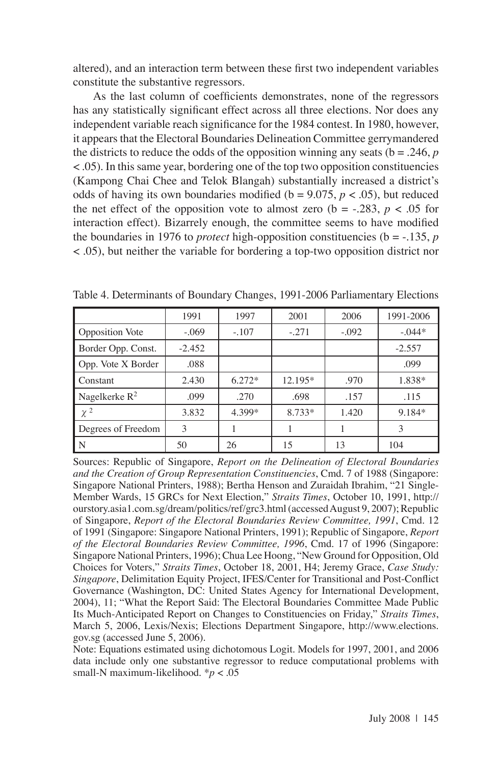altered), and an interaction term between these first two independent variables constitute the substantive regressors.

As the last column of coefficients demonstrates, none of the regressors has any statistically significant effect across all three elections. Nor does any independent variable reach significance for the 1984 contest. In 1980, however, it appears that the Electoral Boundaries Delineation Committee gerrymandered the districts to reduce the odds of the opposition winning any seats (b = .246, $p < .05$). In this same year, bordering one of the top two opposition constituencies (Kampong Chai Chee and Telok Blangah) substantially increased a district's odds of having its own boundaries modified (b = 9.075, $p < .05$), but reduced the net effect of the opposition vote to almost zero (b = -.283, $p < .05$ for interaction effect). Bizarrely enough, the committee seems to have modified the boundaries in 1976 to *protect* high-opposition constituencies (b = -.135, $p < .05$), but neither the variable for bordering a top-two opposition district nor

Table 4. Determinants of Boundary Changes, 1991-2006 Parliamentary Elections

| | 1991 | 1997 | 2001 | 2006 | 1991-2006 |
|---|---|---|---|---|---|
| Opposition Vote | -.069 | -.107 | -.271 | -.092 | -.044* |
| Border Opp. Const. | -2.452 | | | | -2.557 |
| Opp. Vote X Border | .088 | | | | .099 |
| Constant | 2.430 | 6.272* | 12.195* | .970 | 1.838* |
| Nagelkerke $R^2$ | .099 | .270 | .698 | .157 | .115 |
| $\chi^2$ | 3.832 | 4.399* | 8.733* | 1.420 | 9.184* |
| Degrees of Freedom | 3 | 1 | 1 | 1 | 3 |
| N | 50 | 26 | 15 | 13 | 104 |

Sources: Republic of Singapore, *Report on the Delineation of Electoral Boundaries and the Creation of Group Representation Constituencies*, Cmd. 7 of 1988 (Singapore: Singapore National Printers, 1988); Bertha Henson and Zuraidah Ibrahim, "21 Single-Member Wards, 15 GRCs for Next Election," *Straits Times*, October 10, 1991, http://ourstory.asia1.com.sg/dream/politics/ref/grc3.html (accessed August 9, 2007); Republic of Singapore, *Report of the Electoral Boundaries Review Committee, 1991*, Cmd. 12 of 1991 (Singapore: Singapore National Printers, 1991); Republic of Singapore, *Report of the Electoral Boundaries Review Committee, 1996*, Cmd. 17 of 1996 (Singapore: Singapore National Printers, 1996); Chua Lee Hoong, "New Ground for Opposition, Old Choices for Voters," *Straits Times*, October 18, 2001, H4; Jeremy Grace, *Case Study: Singapore*, Delimitation Equity Project, IFES/Center for Transitional and Post-Conflict Governance (Washington, DC: United States Agency for International Development, 2004), 11; "What the Report Said: The Electoral Boundaries Committee Made Public Its Much-Anticipated Report on Changes to Constituencies on Friday," *Straits Times*, March 5, 2006, Lexis/Nexis; Elections Department Singapore, http://www.elections.gov.sg (accessed June 5, 2006).

Note: Equations estimated using dichotomous Logit. Models for 1997, 2001, and 2006 data include only one substantive regressor to reduce computational problems with small-N maximum-likelihood. *$p < .05$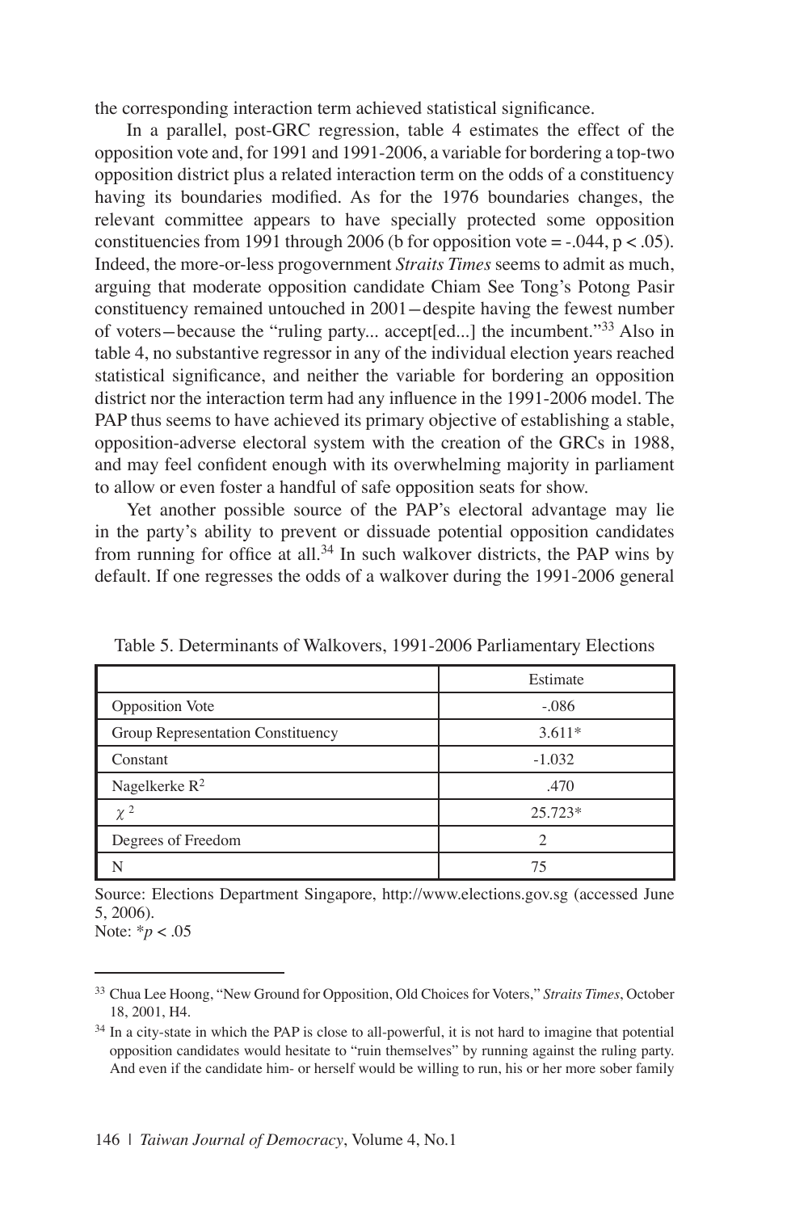the corresponding interaction term achieved statistical significance.

In a parallel, post-GRC regression, table 4 estimates the effect of the opposition vote and, for 1991 and 1991-2006, a variable for bordering a top-two opposition district plus a related interaction term on the odds of a constituency having its boundaries modified. As for the 1976 boundaries changes, the relevant committee appears to have specially protected some opposition constituencies from 1991 through 2006 (b for opposition vote = -.044, $p < .05$). Indeed, the more-or-less progovernment *Straits Times* seems to admit as much, arguing that moderate opposition candidate Chiam See Tong's Potong Pasir constituency remained untouched in 2001—despite having the fewest number of voters—because the "ruling party... accept[ed...] the incumbent."[33] Also in table 4, no substantive regressor in any of the individual election years reached statistical significance, and neither the variable for bordering an opposition district nor the interaction term had any influence in the 1991-2006 model. The PAP thus seems to have achieved its primary objective of establishing a stable, opposition-adverse electoral system with the creation of the GRCs in 1988, and may feel confident enough with its overwhelming majority in parliament to allow or even foster a handful of safe opposition seats for show.

Yet another possible source of the PAP's electoral advantage may lie in the party's ability to prevent or dissuade potential opposition candidates from running for office at all.[34] In such walkover districts, the PAP wins by default. If one regresses the odds of a walkover during the 1991-2006 general

Table 5. Determinants of Walkovers, 1991-2006 Parliamentary Elections

| | Estimate |
|---|---|
| Opposition Vote | -.086 |
| Group Representation Constituency | 3.611* |
| Constant | -1.032 |
| Nagelkerke $R^2$ | .470 |
| $\chi^2$ | 25.723* |
| Degrees of Freedom | 2 |
| N | 75 |

Source: Elections Department Singapore, http://www.elections.gov.sg (accessed June 5, 2006).
Note: *$p < .05$

[33] Chua Lee Hoong, "New Ground for Opposition, Old Choices for Voters," *Straits Times*, October 18, 2001, H4.

[34] In a city-state in which the PAP is close to all-powerful, it is not hard to imagine that potential opposition candidates would hesitate to "ruin themselves" by running against the ruling party. And even if the candidate him- or herself would be willing to run, his or her more sober family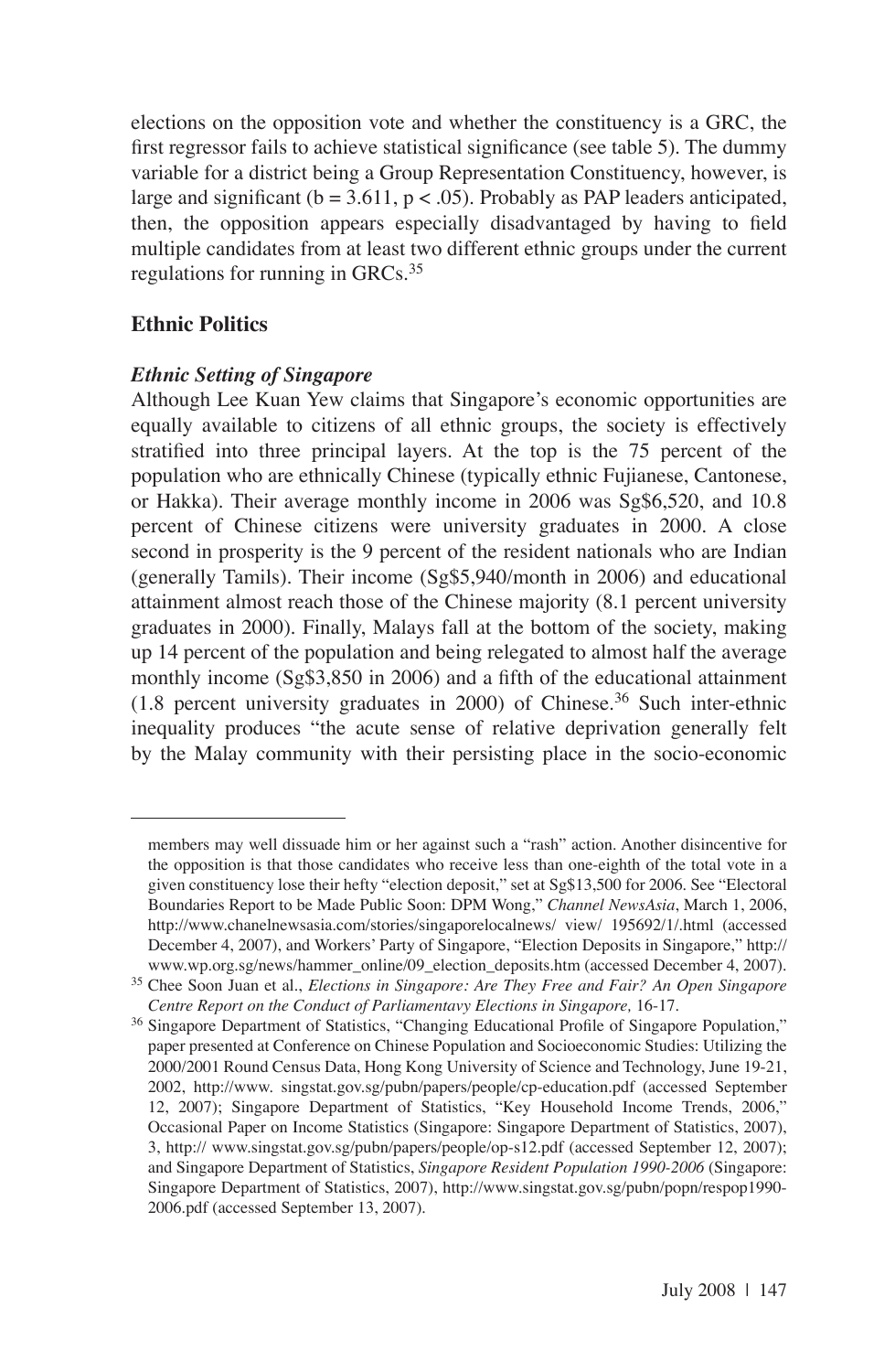elections on the opposition vote and whether the constituency is a GRC, the first regressor fails to achieve statistical significance (see table 5). The dummy variable for a district being a Group Representation Constituency, however, is large and significant ($b = 3.611$, $p < .05$). Probably as PAP leaders anticipated, then, the opposition appears especially disadvantaged by having to field multiple candidates from at least two different ethnic groups under the current regulations for running in GRCs.[35]

## Ethnic Politics

### *Ethnic Setting of Singapore*

Although Lee Kuan Yew claims that Singapore's economic opportunities are equally available to citizens of all ethnic groups, the society is effectively stratified into three principal layers. At the top is the 75 percent of the population who are ethnically Chinese (typically ethnic Fujianese, Cantonese, or Hakka). Their average monthly income in 2006 was Sg$6,520, and 10.8 percent of Chinese citizens were university graduates in 2000. A close second in prosperity is the 9 percent of the resident nationals who are Indian (generally Tamils). Their income (Sg$5,940/month in 2006) and educational attainment almost reach those of the Chinese majority (8.1 percent university graduates in 2000). Finally, Malays fall at the bottom of the society, making up 14 percent of the population and being relegated to almost half the average monthly income (Sg$3,850 in 2006) and a fifth of the educational attainment (1.8 percent university graduates in 2000) of Chinese.[36] Such inter-ethnic inequality produces "the acute sense of relative deprivation generally felt by the Malay community with their persisting place in the socio-economic

---

members may well dissuade him or her against such a "rash" action. Another disincentive for the opposition is that those candidates who receive less than one-eighth of the total vote in a given constituency lose their hefty "election deposit," set at Sg$13,500 for 2006. See "Electoral Boundaries Report to be Made Public Soon: DPM Wong," *Channel NewsAsia*, March 1, 2006, http://www.chanelnewsasia.com/stories/singaporelocalnews/ view/ 195692/1/.html (accessed December 4, 2007), and Workers' Party of Singapore, "Election Deposits in Singapore," http://www.wp.org.sg/news/hammer_online/09_election_deposits.htm (accessed December 4, 2007).

[35] Chee Soon Juan et al., *Elections in Singapore: Are They Free and Fair? An Open Singapore Centre Report on the Conduct of Parliamentavy Elections in Singapore,* 16-17.

[36] Singapore Department of Statistics, "Changing Educational Profile of Singapore Population," paper presented at Conference on Chinese Population and Socioeconomic Studies: Utilizing the 2000/2001 Round Census Data, Hong Kong University of Science and Technology, June 19-21, 2002, http://www. singstat.gov.sg/pubn/papers/people/cp-education.pdf (accessed September 12, 2007); Singapore Department of Statistics, "Key Household Income Trends, 2006," Occasional Paper on Income Statistics (Singapore: Singapore Department of Statistics, 2007), 3, http:// www.singstat.gov.sg/pubn/papers/people/op-s12.pdf (accessed September 12, 2007); and Singapore Department of Statistics, *Singapore Resident Population 1990-2006* (Singapore: Singapore Department of Statistics, 2007), http://www.singstat.gov.sg/pubn/popn/respop1990-2006.pdf (accessed September 13, 2007).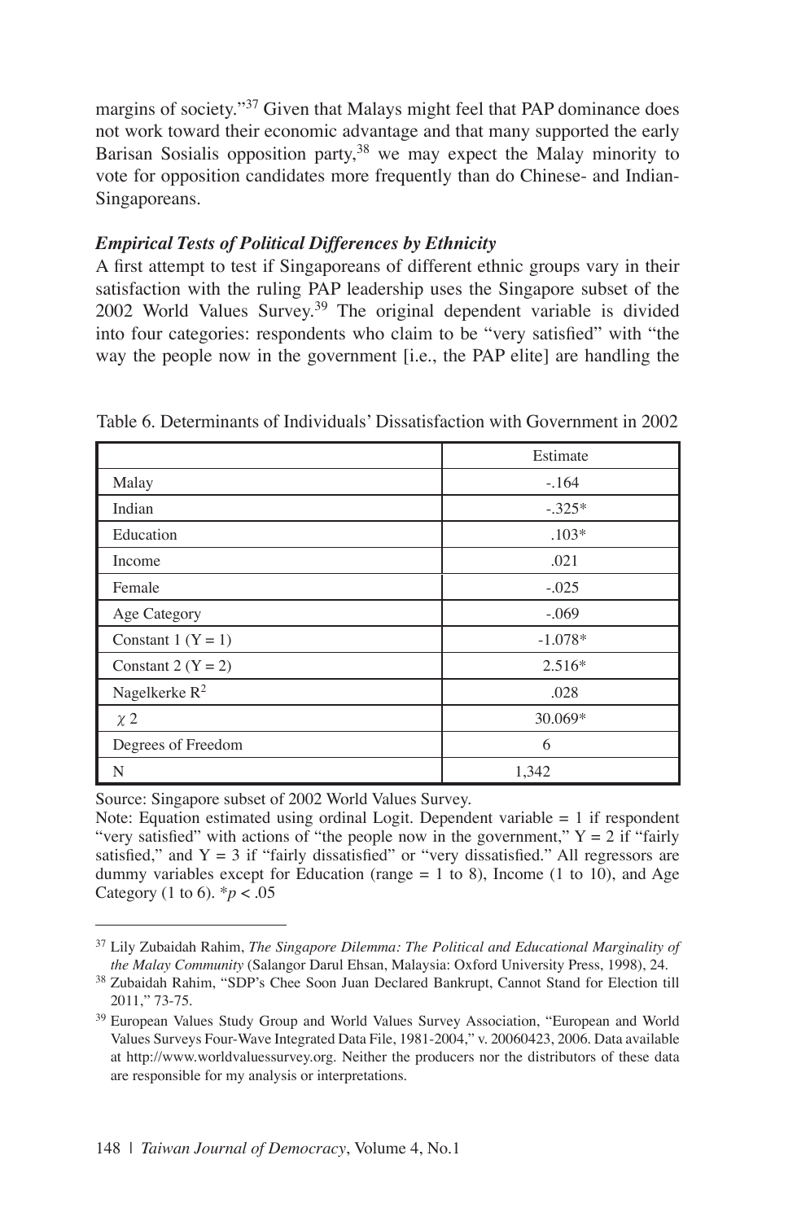margins of society."[37] Given that Malays might feel that PAP dominance does not work toward their economic advantage and that many supported the early Barisan Sosialis opposition party,[38] we may expect the Malay minority to vote for opposition candidates more frequently than do Chinese- and Indian-Singaporeans.

### *Empirical Tests of Political Differences by Ethnicity*

A first attempt to test if Singaporeans of different ethnic groups vary in their satisfaction with the ruling PAP leadership uses the Singapore subset of the 2002 World Values Survey.[39] The original dependent variable is divided into four categories: respondents who claim to be "very satisfied" with "the way the people now in the government [i.e., the PAP elite] are handling the

Table 6. Determinants of Individuals' Dissatisfaction with Government in 2002

| | Estimate |
|---|---|
| Malay | -.164 |
| Indian | -.325* |
| Education | .103* |
| Income | .021 |
| Female | -.025 |
| Age Category | -.069 |
| Constant 1 (Y = 1) | -1.078* |
| Constant 2 (Y = 2) | 2.516* |
| Nagelkerke $R^2$ | .028 |
| $\chi 2$ | 30.069* |
| Degrees of Freedom | 6 |
| N | 1,342 |

Source: Singapore subset of 2002 World Values Survey.
Note: Equation estimated using ordinal Logit. Dependent variable = 1 if respondent "very satisfied" with actions of "the people now in the government," Y = 2 if "fairly satisfied," and Y = 3 if "fairly dissatisfied" or "very dissatisfied." All regressors are dummy variables except for Education (range = 1 to 8), Income (1 to 10), and Age Category (1 to 6). $*p < .05$

---

[37] Lily Zubaidah Rahim, *The Singapore Dilemma: The Political and Educational Marginality of the Malay Community* (Salangor Darul Ehsan, Malaysia: Oxford University Press, 1998), 24.

[38] Zubaidah Rahim, "SDP's Chee Soon Juan Declared Bankrupt, Cannot Stand for Election till 2011," 73-75.

[39] European Values Study Group and World Values Survey Association, "European and World Values Surveys Four-Wave Integrated Data File, 1981-2004," v. 20060423, 2006. Data available at http://www.worldvaluessurvey.org. Neither the producers nor the distributors of these data are responsible for my analysis or interpretations.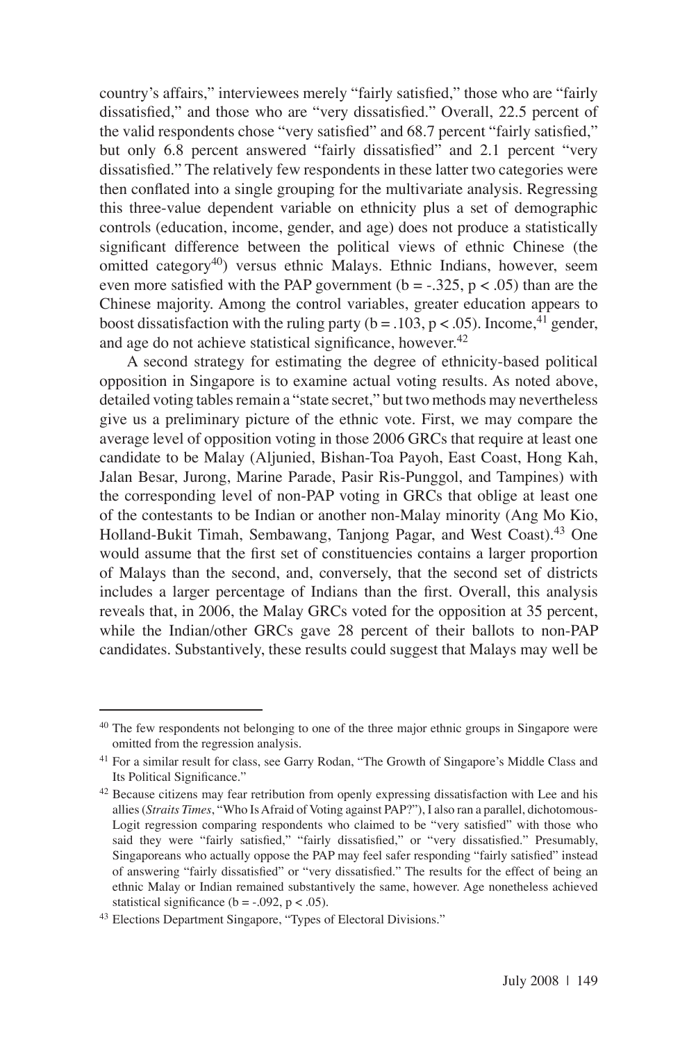country's affairs," interviewees merely "fairly satisfied," those who are "fairly dissatisfied," and those who are "very dissatisfied." Overall, 22.5 percent of the valid respondents chose "very satisfied" and 68.7 percent "fairly satisfied," but only 6.8 percent answered "fairly dissatisfied" and 2.1 percent "very dissatisfied." The relatively few respondents in these latter two categories were then conflated into a single grouping for the multivariate analysis. Regressing this three-value dependent variable on ethnicity plus a set of demographic controls (education, income, gender, and age) does not produce a statistically significant difference between the political views of ethnic Chinese (the omitted category[40]) versus ethnic Malays. Ethnic Indians, however, seem even more satisfied with the PAP government ($b = -.325$, $p < .05$) than are the Chinese majority. Among the control variables, greater education appears to boost dissatisfaction with the ruling party ($b = .103$, $p < .05$). Income,[41] gender, and age do not achieve statistical significance, however.[42]

A second strategy for estimating the degree of ethnicity-based political opposition in Singapore is to examine actual voting results. As noted above, detailed voting tables remain a "state secret," but two methods may nevertheless give us a preliminary picture of the ethnic vote. First, we may compare the average level of opposition voting in those 2006 GRCs that require at least one candidate to be Malay (Aljunied, Bishan-Toa Payoh, East Coast, Hong Kah, Jalan Besar, Jurong, Marine Parade, Pasir Ris-Punggol, and Tampines) with the corresponding level of non-PAP voting in GRCs that oblige at least one of the contestants to be Indian or another non-Malay minority (Ang Mo Kio, Holland-Bukit Timah, Sembawang, Tanjong Pagar, and West Coast).[43] One would assume that the first set of constituencies contains a larger proportion of Malays than the second, and, conversely, that the second set of districts includes a larger percentage of Indians than the first. Overall, this analysis reveals that, in 2006, the Malay GRCs voted for the opposition at 35 percent, while the Indian/other GRCs gave 28 percent of their ballots to non-PAP candidates. Substantively, these results could suggest that Malays may well be

---

[40] The few respondents not belonging to one of the three major ethnic groups in Singapore were omitted from the regression analysis.

[41] For a similar result for class, see Garry Rodan, "The Growth of Singapore's Middle Class and Its Political Significance."

[42] Because citizens may fear retribution from openly expressing dissatisfaction with Lee and his allies (*Straits Times*, "Who Is Afraid of Voting against PAP?"), I also ran a parallel, dichotomous-Logit regression comparing respondents who claimed to be "very satisfied" with those who said they were "fairly satisfied," "fairly dissatisfied," or "very dissatisfied." Presumably, Singaporeans who actually oppose the PAP may feel safer responding "fairly satisfied" instead of answering "fairly dissatisfied" or "very dissatisfied." The results for the effect of being an ethnic Malay or Indian remained substantively the same, however. Age nonetheless achieved statistical significance ($b = -.092$, $p < .05$).

[43] Elections Department Singapore, "Types of Electoral Divisions."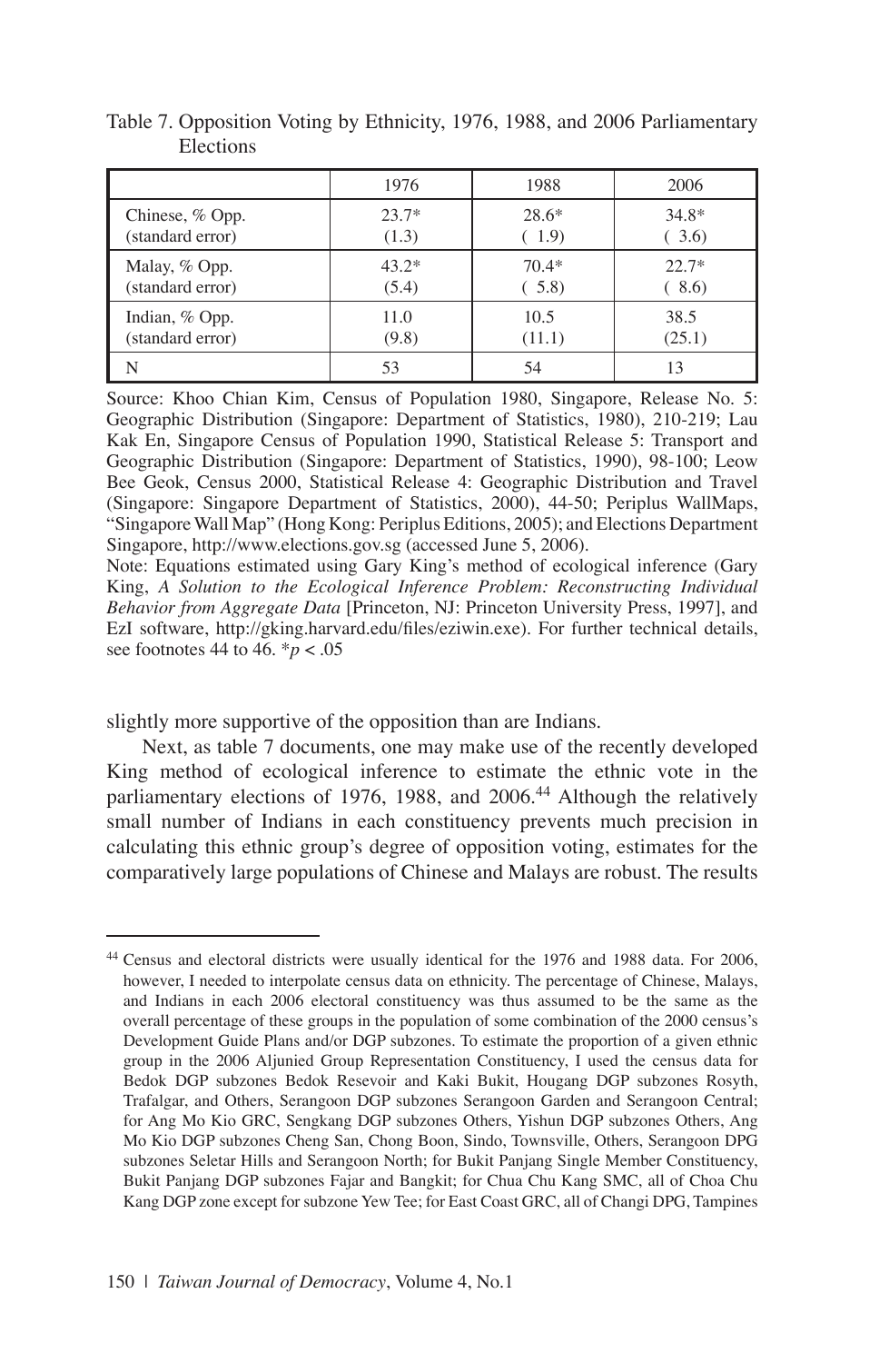Table 7. Opposition Voting by Ethnicity, 1976, 1988, and 2006 Parliamentary Elections

| | 1976 | 1988 | 2006 |
|---|---|---|---|
| Chinese, % Opp. (standard error) | 23.7* (1.3) | 28.6* ( 1.9) | 34.8* ( 3.6) |
| Malay, % Opp. (standard error) | 43.2* (5.4) | 70.4* ( 5.8) | 22.7* ( 8.6) |
| Indian, % Opp. (standard error) | 11.0 (9.8) | 10.5 (11.1) | 38.5 (25.1) |
| N | 53 | 54 | 13 |

Source: Khoo Chian Kim, Census of Population 1980, Singapore, Release No. 5: Geographic Distribution (Singapore: Department of Statistics, 1980), 210-219; Lau Kak En, Singapore Census of Population 1990, Statistical Release 5: Transport and Geographic Distribution (Singapore: Department of Statistics, 1990), 98-100; Leow Bee Geok, Census 2000, Statistical Release 4: Geographic Distribution and Travel (Singapore: Singapore Department of Statistics, 2000), 44-50; Periplus WallMaps, "Singapore Wall Map" (Hong Kong: Periplus Editions, 2005); and Elections Department Singapore, http://www.elections.gov.sg (accessed June 5, 2006).

Note: Equations estimated using Gary King's method of ecological inference (Gary King, *A Solution to the Ecological Inference Problem: Reconstructing Individual Behavior from Aggregate Data* [Princeton, NJ: Princeton University Press, 1997], and EzI software, http://gking.harvard.edu/files/eziwin.exe). For further technical details, see footnotes 44 to 46. $^{*}p < .05$

slightly more supportive of the opposition than are Indians.

Next, as table 7 documents, one may make use of the recently developed King method of ecological inference to estimate the ethnic vote in the parliamentary elections of 1976, 1988, and 2006.[44] Although the relatively small number of Indians in each constituency prevents much precision in calculating this ethnic group's degree of opposition voting, estimates for the comparatively large populations of Chinese and Malays are robust. The results

[44] Census and electoral districts were usually identical for the 1976 and 1988 data. For 2006, however, I needed to interpolate census data on ethnicity. The percentage of Chinese, Malays, and Indians in each 2006 electoral constituency was thus assumed to be the same as the overall percentage of these groups in the population of some combination of the 2000 census's Development Guide Plans and/or DGP subzones. To estimate the proportion of a given ethnic group in the 2006 Aljunied Group Representation Constituency, I used the census data for Bedok DGP subzones Bedok Resevoir and Kaki Bukit, Hougang DGP subzones Rosyth, Trafalgar, and Others, Serangoon DGP subzones Serangoon Garden and Serangoon Central; for Ang Mo Kio GRC, Sengkang DGP subzones Others, Yishun DGP subzones Others, Ang Mo Kio DGP subzones Cheng San, Chong Boon, Sindo, Townsville, Others, Serangoon DPG subzones Seletar Hills and Serangoon North; for Bukit Panjang Single Member Constituency, Bukit Panjang DGP subzones Fajar and Bangkit; for Chua Chu Kang SMC, all of Choa Chu Kang DGP zone except for subzone Yew Tee; for East Coast GRC, all of Changi DPG, Tampines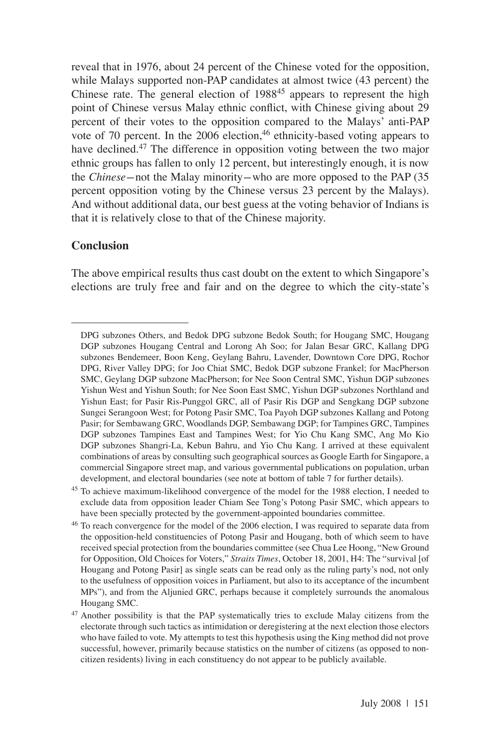reveal that in 1976, about 24 percent of the Chinese voted for the opposition, while Malays supported non-PAP candidates at almost twice (43 percent) the Chinese rate. The general election of 1988[45] appears to represent the high point of Chinese versus Malay ethnic conflict, with Chinese giving about 29 percent of their votes to the opposition compared to the Malays' anti-PAP vote of 70 percent. In the 2006 election,[46] ethnicity-based voting appears to have declined.[47] The difference in opposition voting between the two major ethnic groups has fallen to only 12 percent, but interestingly enough, it is now the *Chinese*—not the Malay minority—who are more opposed to the PAP (35 percent opposition voting by the Chinese versus 23 percent by the Malays). And without additional data, our best guess at the voting behavior of Indians is that it is relatively close to that of the Chinese majority.

## Conclusion

The above empirical results thus cast doubt on the extent to which Singapore's elections are truly free and fair and on the degree to which the city-state's

---

DPG subzones Others, and Bedok DPG subzone Bedok South; for Hougang SMC, Hougang DGP subzones Hougang Central and Lorong Ah Soo; for Jalan Besar GRC, Kallang DPG subzones Bendemeer, Boon Keng, Geylang Bahru, Lavender, Downtown Core DPG, Rochor DPG, River Valley DPG; for Joo Chiat SMC, Bedok DGP subzone Frankel; for MacPherson SMC, Geylang DGP subzone MacPherson; for Nee Soon Central SMC, Yishun DGP subzones Yishun West and Yishun South; for Nee Soon East SMC, Yishun DGP subzones Northland and Yishun East; for Pasir Ris-Punggol GRC, all of Pasir Ris DGP and Sengkang DGP subzone Sungei Serangoon West; for Potong Pasir SMC, Toa Payoh DGP subzones Kallang and Potong Pasir; for Sembawang GRC, Woodlands DGP, Sembawang DGP; for Tampines GRC, Tampines DGP subzones Tampines East and Tampines West; for Yio Chu Kang SMC, Ang Mo Kio DGP subzones Shangri-La, Kebun Bahru, and Yio Chu Kang. I arrived at these equivalent combinations of areas by consulting such geographical sources as Google Earth for Singapore, a commercial Singapore street map, and various governmental publications on population, urban development, and electoral boundaries (see note at bottom of table 7 for further details).

[45] To achieve maximum-likelihood convergence of the model for the 1988 election, I needed to exclude data from opposition leader Chiam See Tong's Potong Pasir SMC, which appears to have been specially protected by the government-appointed boundaries committee.

[46] To reach convergence for the model of the 2006 election, I was required to separate data from the opposition-held constituencies of Potong Pasir and Hougang, both of which seem to have received special protection from the boundaries committee (see Chua Lee Hoong, "New Ground for Opposition, Old Choices for Voters," *Straits Times*, October 18, 2001, H4: The "survival [of Hougang and Potong Pasir] as single seats can be read only as the ruling party's nod, not only to the usefulness of opposition voices in Parliament, but also to its acceptance of the incumbent MPs"), and from the Aljunied GRC, perhaps because it completely surrounds the anomalous Hougang SMC.

[47] Another possibility is that the PAP systematically tries to exclude Malay citizens from the electorate through such tactics as intimidation or deregistering at the next election those electors who have failed to vote. My attempts to test this hypothesis using the King method did not prove successful, however, primarily because statistics on the number of citizens (as opposed to non-citizen residents) living in each constituency do not appear to be publicly available.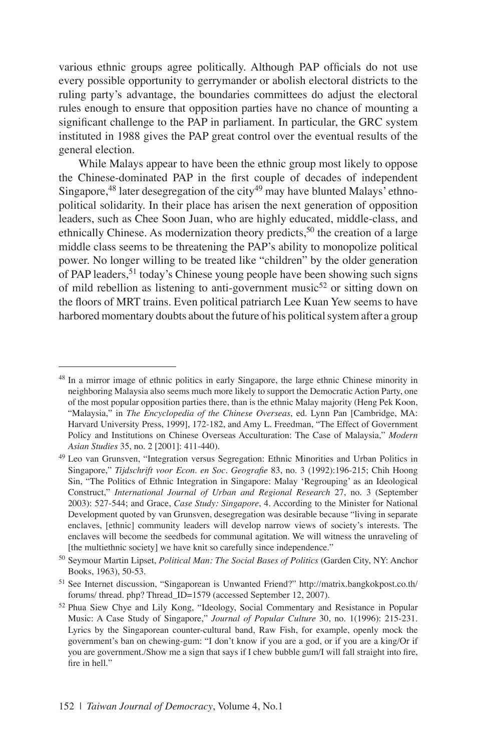various ethnic groups agree politically. Although PAP officials do not use every possible opportunity to gerrymander or abolish electoral districts to the ruling party's advantage, the boundaries committees do adjust the electoral rules enough to ensure that opposition parties have no chance of mounting a significant challenge to the PAP in parliament. In particular, the GRC system instituted in 1988 gives the PAP great control over the eventual results of the general election.

While Malays appear to have been the ethnic group most likely to oppose the Chinese-dominated PAP in the first couple of decades of independent Singapore,[48] later desegregation of the city[49] may have blunted Malays' ethno-political solidarity. In their place has arisen the next generation of opposition leaders, such as Chee Soon Juan, who are highly educated, middle-class, and ethnically Chinese. As modernization theory predicts,[50] the creation of a large middle class seems to be threatening the PAP's ability to monopolize political power. No longer willing to be treated like "children" by the older generation of PAP leaders,[51] today's Chinese young people have been showing such signs of mild rebellion as listening to anti-government music[52] or sitting down on the floors of MRT trains. Even political patriarch Lee Kuan Yew seems to have harbored momentary doubts about the future of his political system after a group

---

[48] In a mirror image of ethnic politics in early Singapore, the large ethnic Chinese minority in neighboring Malaysia also seems much more likely to support the Democratic Action Party, one of the most popular opposition parties there, than is the ethnic Malay majority (Heng Pek Koon, "Malaysia," in *The Encyclopedia of the Chinese Overseas*, ed. Lynn Pan [Cambridge, MA: Harvard University Press, 1999], 172-182, and Amy L. Freedman, "The Effect of Government Policy and Institutions on Chinese Overseas Acculturation: The Case of Malaysia," *Modern Asian Studies* 35, no. 2 [2001]: 411-440).

[49] Leo van Grunsven, "Integration versus Segregation: Ethnic Minorities and Urban Politics in Singapore," *Tijdschrift voor Econ. en Soc. Geografie* 83, no. 3 (1992):196-215; Chih Hoong Sin, "The Politics of Ethnic Integration in Singapore: Malay 'Regrouping' as an Ideological Construct," *International Journal of Urban and Regional Research* 27, no. 3 (September 2003): 527-544; and Grace, *Case Study: Singapore*, 4. According to the Minister for National Development quoted by van Grunsven, desegregation was desirable because "living in separate enclaves, [ethnic] community leaders will develop narrow views of society's interests. The enclaves will become the seedbeds for communal agitation. We will witness the unraveling of [the multiethnic society] we have knit so carefully since independence."

[50] Seymour Martin Lipset, *Political Man: The Social Bases of Politics* (Garden City, NY: Anchor Books, 1963), 50-53.

[51] See Internet discussion, "Singaporean is Unwanted Friend?" http://matrix.bangkokpost.co.th/forums/ thread. php? Thread_ID=1579 (accessed September 12, 2007).

[52] Phua Siew Chye and Lily Kong, "Ideology, Social Commentary and Resistance in Popular Music: A Case Study of Singapore," *Journal of Popular Culture* 30, no. 1(1996): 215-231. Lyrics by the Singaporean counter-cultural band, Raw Fish, for example, openly mock the government's ban on chewing-gum: "I don't know if you are a god, or if you are a king/Or if you are government./Show me a sign that says if I chew bubble gum/I will fall straight into fire, fire in hell."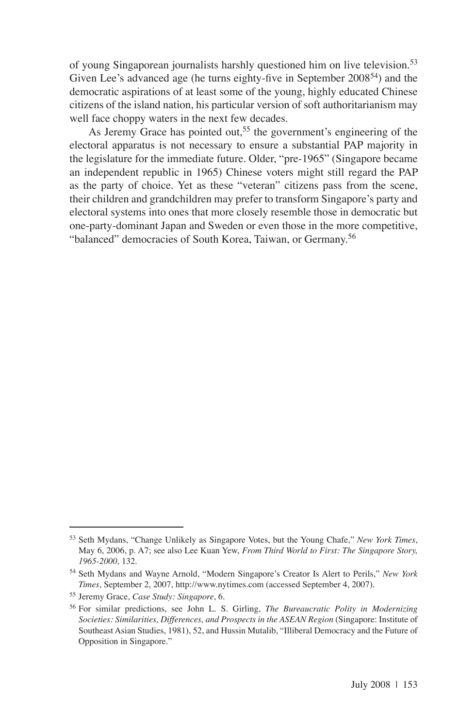of young Singaporean journalists harshly questioned him on live television.[53] Given Lee's advanced age (he turns eighty-five in September 2008[54]) and the democratic aspirations of at least some of the young, highly educated Chinese citizens of the island nation, his particular version of soft authoritarianism may well face choppy waters in the next few decades.

As Jeremy Grace has pointed out,[55] the government's engineering of the electoral apparatus is not necessary to ensure a substantial PAP majority in the legislature for the immediate future. Older, "pre-1965" (Singapore became an independent republic in 1965) Chinese voters might still regard the PAP as the party of choice. Yet as these "veteran" citizens pass from the scene, their children and grandchildren may prefer to transform Singapore's party and electoral systems into ones that more closely resemble those in democratic but one-party-dominant Japan and Sweden or even those in the more competitive, "balanced" democracies of South Korea, Taiwan, or Germany.[56]

---

[53] Seth Mydans, "Change Unlikely as Singapore Votes, but the Young Chafe," *New York Times*, May 6, 2006, p. A7; see also Lee Kuan Yew, *From Third World to First: The Singapore Story, 1965-2000*, 132.

[54] Seth Mydans and Wayne Arnold, "Modern Singapore's Creator Is Alert to Perils," *New York Times*, September 2, 2007, http://www.nytimes.com (accessed September 4, 2007).

[55] Jeremy Grace, *Case Study: Singapore*, 6.

[56] For similar predictions, see John L. S. Girling, *The Bureaucratic Polity in Modernizing Societies: Similarities, Differences, and Prospects in the ASEAN Region* (Singapore: Institute of Southeast Asian Studies, 1981), 52, and Hussin Mutalib, "Illiberal Democracy and the Future of Opposition in Singapore."